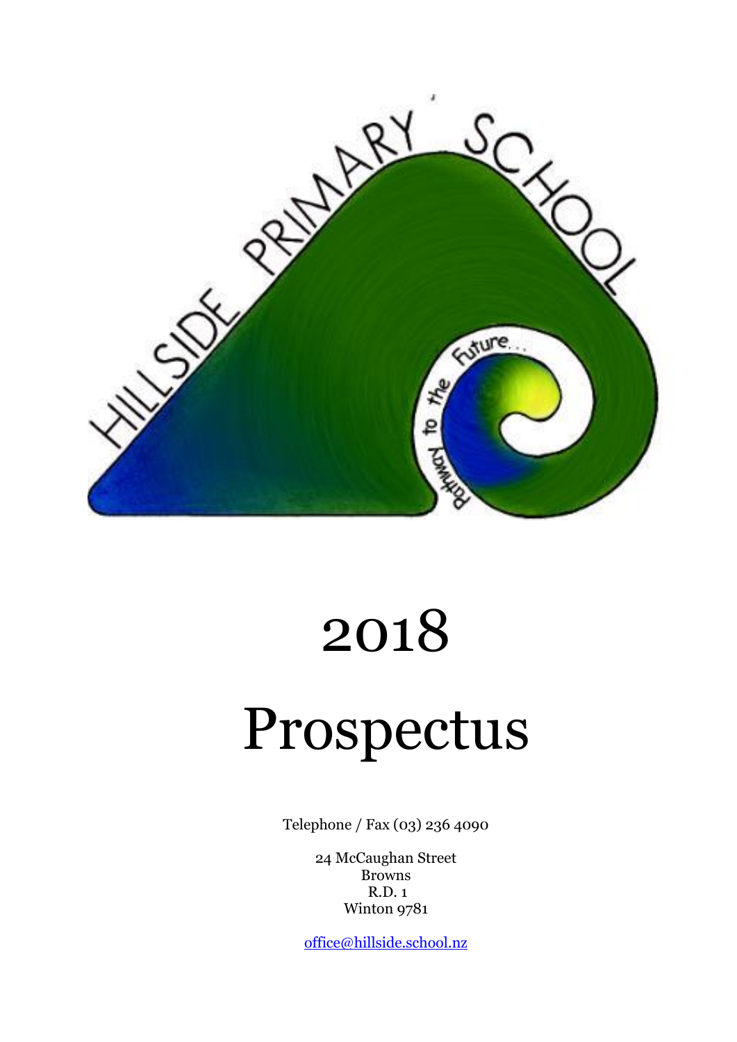HILLSIDE PRIMARY SCHOOL

Pathway to the Future...

# 2018

# Prospectus

Telephone / Fax (03) 236 4090

24 McCaughan Street
Browns
R.D. 1
Winton 9781

office@hillside.school.nz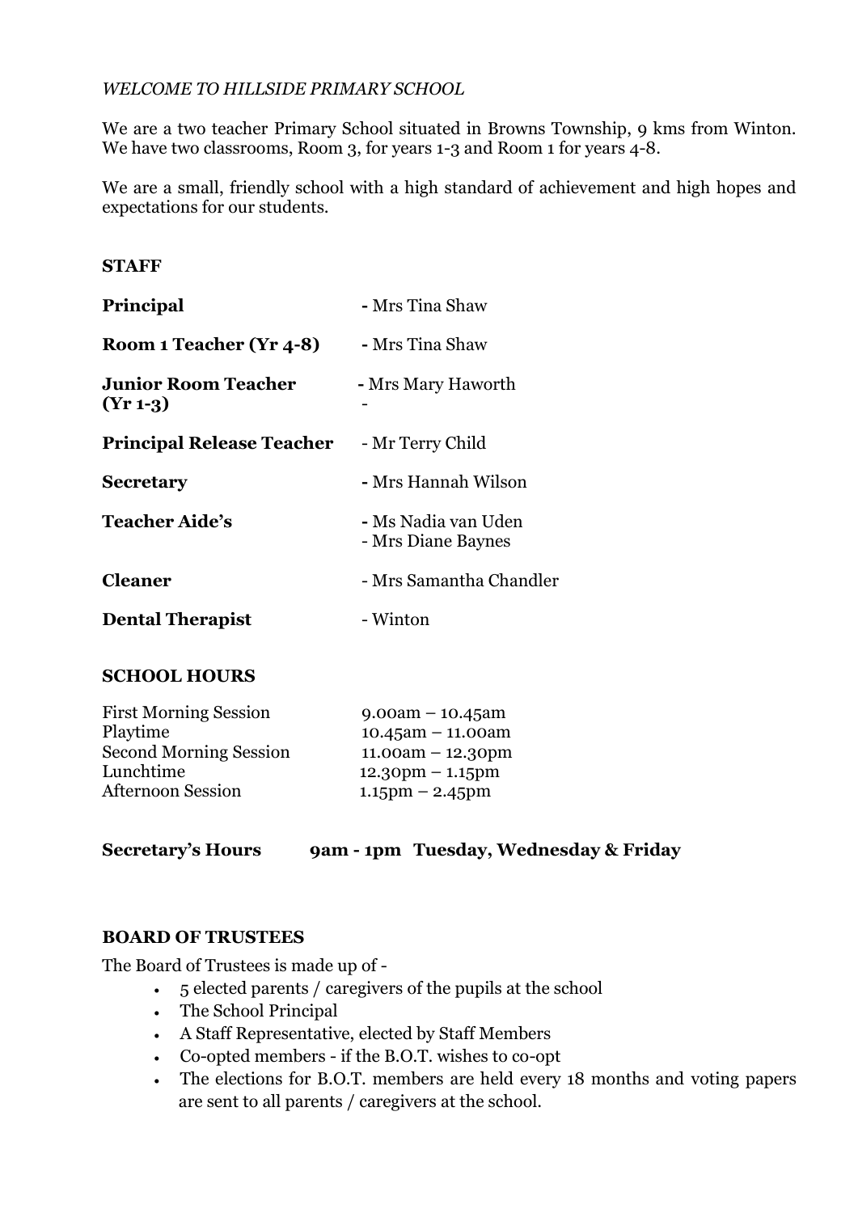*WELCOME TO HILLSIDE PRIMARY SCHOOL*

We are a two teacher Primary School situated in Browns Township, 9 kms from Winton. We have two classrooms, Room 3, for years 1-3 and Room 1 for years 4-8.

We are a small, friendly school with a high standard of achievement and high hopes and expectations for our students.

## STAFF

| | |
|---|---|
| **Principal** | - Mrs Tina Shaw |
| **Room 1 Teacher (Yr 4-8)** | - Mrs Tina Shaw |
| **Junior Room Teacher (Yr 1-3)** | - Mrs Mary Haworth<br>- |
| **Principal Release Teacher** | - Mr Terry Child |
| **Secretary** | - Mrs Hannah Wilson |
| **Teacher Aide's** | - Ms Nadia van Uden<br>- Mrs Diane Baynes |
| **Cleaner** | - Mrs Samantha Chandler |
| **Dental Therapist** | - Winton |

## SCHOOL HOURS

| | |
|---|---|
| First Morning Session | 9.00am – 10.45am |
| Playtime | 10.45am – 11.00am |
| Second Morning Session | 11.00am – 12.30pm |
| Lunchtime | 12.30pm – 1.15pm |
| Afternoon Session | 1.15pm – 2.45pm |

**Secretary's Hours** **9am - 1pm Tuesday, Wednesday & Friday**

## BOARD OF TRUSTEES

The Board of Trustees is made up of -

- 5 elected parents / caregivers of the pupils at the school
- The School Principal
- A Staff Representative, elected by Staff Members
- Co-opted members - if the B.O.T. wishes to co-opt
- The elections for B.O.T. members are held every 18 months and voting papers are sent to all parents / caregivers at the school.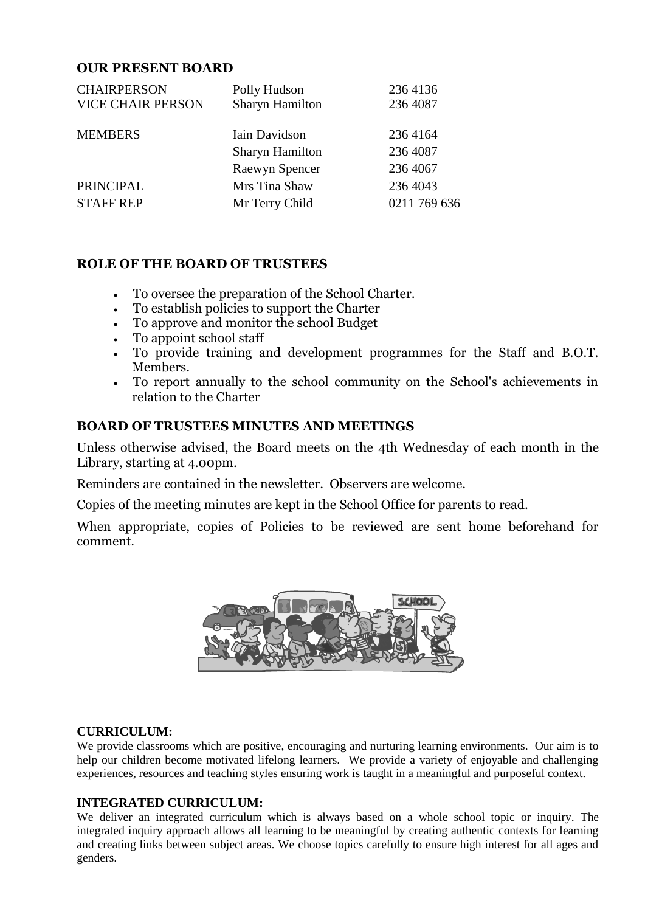## OUR PRESENT BOARD

| | | |
|---|---|---|
| CHAIRPERSON | Polly Hudson | 236 4136 |
| VICE CHAIR PERSON | Sharyn Hamilton | 236 4087 |
| MEMBERS | Iain Davidson | 236 4164 |
| | Sharyn Hamilton | 236 4087 |
| | Raewyn Spencer | 236 4067 |
| PRINCIPAL | Mrs Tina Shaw | 236 4043 |
| STAFF REP | Mr Terry Child | 0211 769 636 |

## ROLE OF THE BOARD OF TRUSTEES

- To oversee the preparation of the School Charter.
- To establish policies to support the Charter
- To approve and monitor the school Budget
- To appoint school staff
- To provide training and development programmes for the Staff and B.O.T. Members.
- To report annually to the school community on the School's achievements in relation to the Charter

## BOARD OF TRUSTEES MINUTES AND MEETINGS

Unless otherwise advised, the Board meets on the 4th Wednesday of each month in the Library, starting at 4.00pm.

Reminders are contained in the newsletter. Observers are welcome.

Copies of the meeting minutes are kept in the School Office for parents to read.

When appropriate, copies of Policies to be reviewed are sent home beforehand for comment.

### CURRICULUM:

We provide classrooms which are positive, encouraging and nurturing learning environments. Our aim is to help our children become motivated lifelong learners. We provide a variety of enjoyable and challenging experiences, resources and teaching styles ensuring work is taught in a meaningful and purposeful context.

### INTEGRATED CURRICULUM:

We deliver an integrated curriculum which is always based on a whole school topic or inquiry. The integrated inquiry approach allows all learning to be meaningful by creating authentic contexts for learning and creating links between subject areas. We choose topics carefully to ensure high interest for all ages and genders.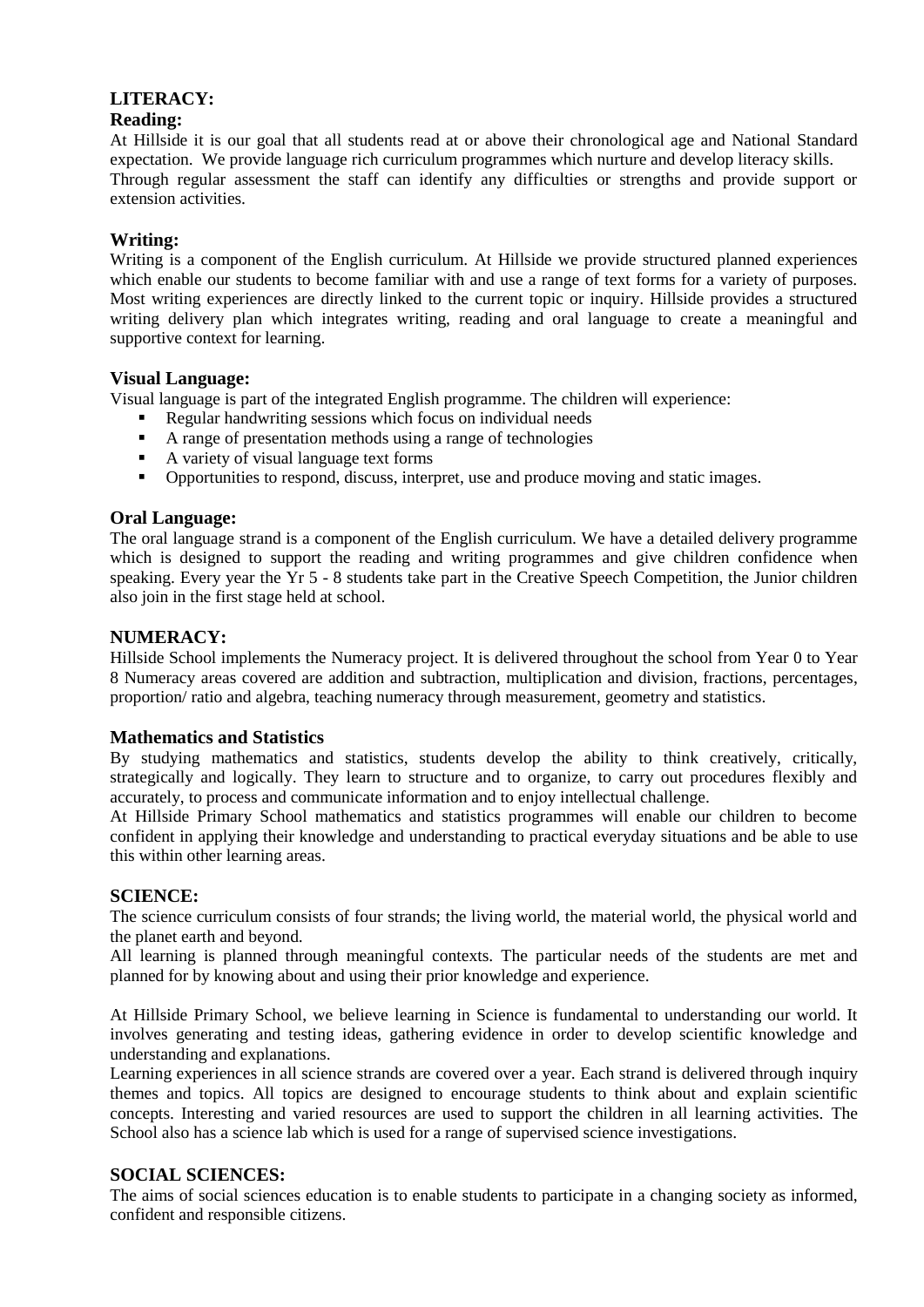## LITERACY:

### Reading:

At Hillside it is our goal that all students read at or above their chronological age and National Standard expectation. We provide language rich curriculum programmes which nurture and develop literacy skills. Through regular assessment the staff can identify any difficulties or strengths and provide support or extension activities.

### Writing:

Writing is a component of the English curriculum. At Hillside we provide structured planned experiences which enable our students to become familiar with and use a range of text forms for a variety of purposes. Most writing experiences are directly linked to the current topic or inquiry. Hillside provides a structured writing delivery plan which integrates writing, reading and oral language to create a meaningful and supportive context for learning.

### Visual Language:

Visual language is part of the integrated English programme. The children will experience:

- Regular handwriting sessions which focus on individual needs
- A range of presentation methods using a range of technologies
- A variety of visual language text forms
- Opportunities to respond, discuss, interpret, use and produce moving and static images.

### Oral Language:

The oral language strand is a component of the English curriculum. We have a detailed delivery programme which is designed to support the reading and writing programmes and give children confidence when speaking. Every year the Yr 5 - 8 students take part in the Creative Speech Competition, the Junior children also join in the first stage held at school.

## NUMERACY:

Hillside School implements the Numeracy project. It is delivered throughout the school from Year 0 to Year 8 Numeracy areas covered are addition and subtraction, multiplication and division, fractions, percentages, proportion/ ratio and algebra, teaching numeracy through measurement, geometry and statistics.

### Mathematics and Statistics

By studying mathematics and statistics, students develop the ability to think creatively, critically, strategically and logically. They learn to structure and to organize, to carry out procedures flexibly and accurately, to process and communicate information and to enjoy intellectual challenge.

At Hillside Primary School mathematics and statistics programmes will enable our children to become confident in applying their knowledge and understanding to practical everyday situations and be able to use this within other learning areas.

## SCIENCE:

The science curriculum consists of four strands; the living world, the material world, the physical world and the planet earth and beyond.

All learning is planned through meaningful contexts. The particular needs of the students are met and planned for by knowing about and using their prior knowledge and experience.

At Hillside Primary School, we believe learning in Science is fundamental to understanding our world. It involves generating and testing ideas, gathering evidence in order to develop scientific knowledge and understanding and explanations.

Learning experiences in all science strands are covered over a year. Each strand is delivered through inquiry themes and topics. All topics are designed to encourage students to think about and explain scientific concepts. Interesting and varied resources are used to support the children in all learning activities. The School also has a science lab which is used for a range of supervised science investigations.

## SOCIAL SCIENCES:

The aims of social sciences education is to enable students to participate in a changing society as informed, confident and responsible citizens.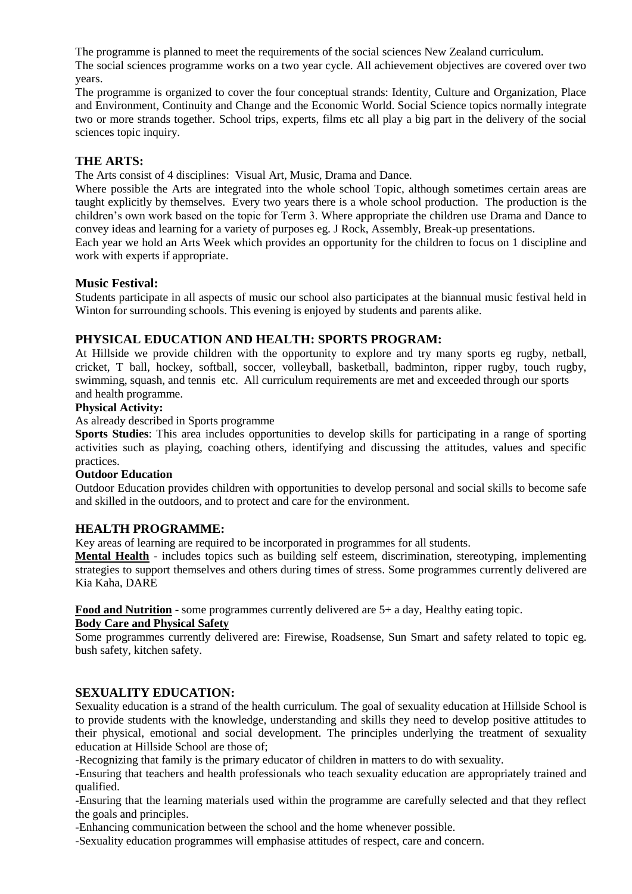The programme is planned to meet the requirements of the social sciences New Zealand curriculum.

The social sciences programme works on a two year cycle. All achievement objectives are covered over two years.

The programme is organized to cover the four conceptual strands: Identity, Culture and Organization, Place and Environment, Continuity and Change and the Economic World. Social Science topics normally integrate two or more strands together. School trips, experts, films etc all play a big part in the delivery of the social sciences topic inquiry.

## THE ARTS:

The Arts consist of 4 disciplines: Visual Art, Music, Drama and Dance.

Where possible the Arts are integrated into the whole school Topic, although sometimes certain areas are taught explicitly by themselves. Every two years there is a whole school production. The production is the children's own work based on the topic for Term 3. Where appropriate the children use Drama and Dance to convey ideas and learning for a variety of purposes eg. J Rock, Assembly, Break-up presentations.

Each year we hold an Arts Week which provides an opportunity for the children to focus on 1 discipline and work with experts if appropriate.

## Music Festival:

Students participate in all aspects of music our school also participates at the biannual music festival held in Winton for surrounding schools. This evening is enjoyed by students and parents alike.

## PHYSICAL EDUCATION AND HEALTH: SPORTS PROGRAM:

At Hillside we provide children with the opportunity to explore and try many sports eg rugby, netball, cricket, T ball, hockey, softball, soccer, volleyball, basketball, badminton, ripper rugby, touch rugby, swimming, squash, and tennis etc. All curriculum requirements are met and exceeded through our sports and health programme.

**Physical Activity:**

As already described in Sports programme

**Sports Studies**: This area includes opportunities to develop skills for participating in a range of sporting activities such as playing, coaching others, identifying and discussing the attitudes, values and specific practices.

**Outdoor Education**

Outdoor Education provides children with opportunities to develop personal and social skills to become safe and skilled in the outdoors, and to protect and care for the environment.

## HEALTH PROGRAMME:

Key areas of learning are required to be incorporated in programmes for all students.

**Mental Health** - includes topics such as building self esteem, discrimination, stereotyping, implementing strategies to support themselves and others during times of stress. Some programmes currently delivered are Kia Kaha, DARE

**Food and Nutrition** - some programmes currently delivered are 5+ a day, Healthy eating topic.

**Body Care and Physical Safety**

Some programmes currently delivered are: Firewise, Roadsense, Sun Smart and safety related to topic eg. bush safety, kitchen safety.

## SEXUALITY EDUCATION:

Sexuality education is a strand of the health curriculum. The goal of sexuality education at Hillside School is to provide students with the knowledge, understanding and skills they need to develop positive attitudes to their physical, emotional and social development. The principles underlying the treatment of sexuality education at Hillside School are those of;

-Recognizing that family is the primary educator of children in matters to do with sexuality.

-Ensuring that teachers and health professionals who teach sexuality education are appropriately trained and qualified.

-Ensuring that the learning materials used within the programme are carefully selected and that they reflect the goals and principles.

-Enhancing communication between the school and the home whenever possible.

-Sexuality education programmes will emphasise attitudes of respect, care and concern.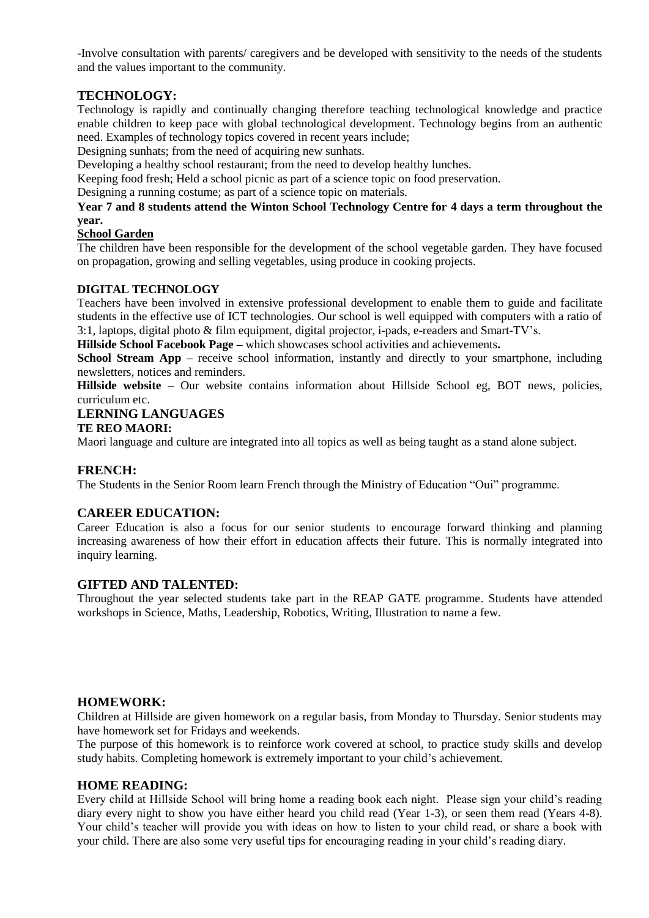-Involve consultation with parents/ caregivers and be developed with sensitivity to the needs of the students and the values important to the community.

## TECHNOLOGY:

Technology is rapidly and continually changing therefore teaching technological knowledge and practice enable children to keep pace with global technological development. Technology begins from an authentic need. Examples of technology topics covered in recent years include;

Designing sunhats; from the need of acquiring new sunhats.

Developing a healthy school restaurant; from the need to develop healthy lunches.

Keeping food fresh; Held a school picnic as part of a science topic on food preservation.

Designing a running costume; as part of a science topic on materials.

**Year 7 and 8 students attend the Winton School Technology Centre for 4 days a term throughout the year.**

### School Garden

The children have been responsible for the development of the school vegetable garden. They have focused on propagation, growing and selling vegetables, using produce in cooking projects.

### DIGITAL TECHNOLOGY

Teachers have been involved in extensive professional development to enable them to guide and facilitate students in the effective use of ICT technologies. Our school is well equipped with computers with a ratio of 3:1, laptops, digital photo & film equipment, digital projector, i-pads, e-readers and Smart-TV's.

**Hillside School Facebook Page** – which showcases school activities and achievements**.**

**School Stream App** – receive school information, instantly and directly to your smartphone, including newsletters, notices and reminders.

**Hillside website** – Our website contains information about Hillside School eg, BOT news, policies, curriculum etc.

## LERNING LANGUAGES

### TE REO MAORI:

Maori language and culture are integrated into all topics as well as being taught as a stand alone subject.

## FRENCH:

The Students in the Senior Room learn French through the Ministry of Education "Oui" programme.

## CAREER EDUCATION:

Career Education is also a focus for our senior students to encourage forward thinking and planning increasing awareness of how their effort in education affects their future. This is normally integrated into inquiry learning.

## GIFTED AND TALENTED:

Throughout the year selected students take part in the REAP GATE programme. Students have attended workshops in Science, Maths, Leadership, Robotics, Writing, Illustration to name a few.

## HOMEWORK:

Children at Hillside are given homework on a regular basis, from Monday to Thursday. Senior students may have homework set for Fridays and weekends.

The purpose of this homework is to reinforce work covered at school, to practice study skills and develop study habits. Completing homework is extremely important to your child's achievement.

## HOME READING:

Every child at Hillside School will bring home a reading book each night. Please sign your child's reading diary every night to show you have either heard you child read (Year 1-3), or seen them read (Years 4-8). Your child's teacher will provide you with ideas on how to listen to your child read, or share a book with your child. There are also some very useful tips for encouraging reading in your child's reading diary.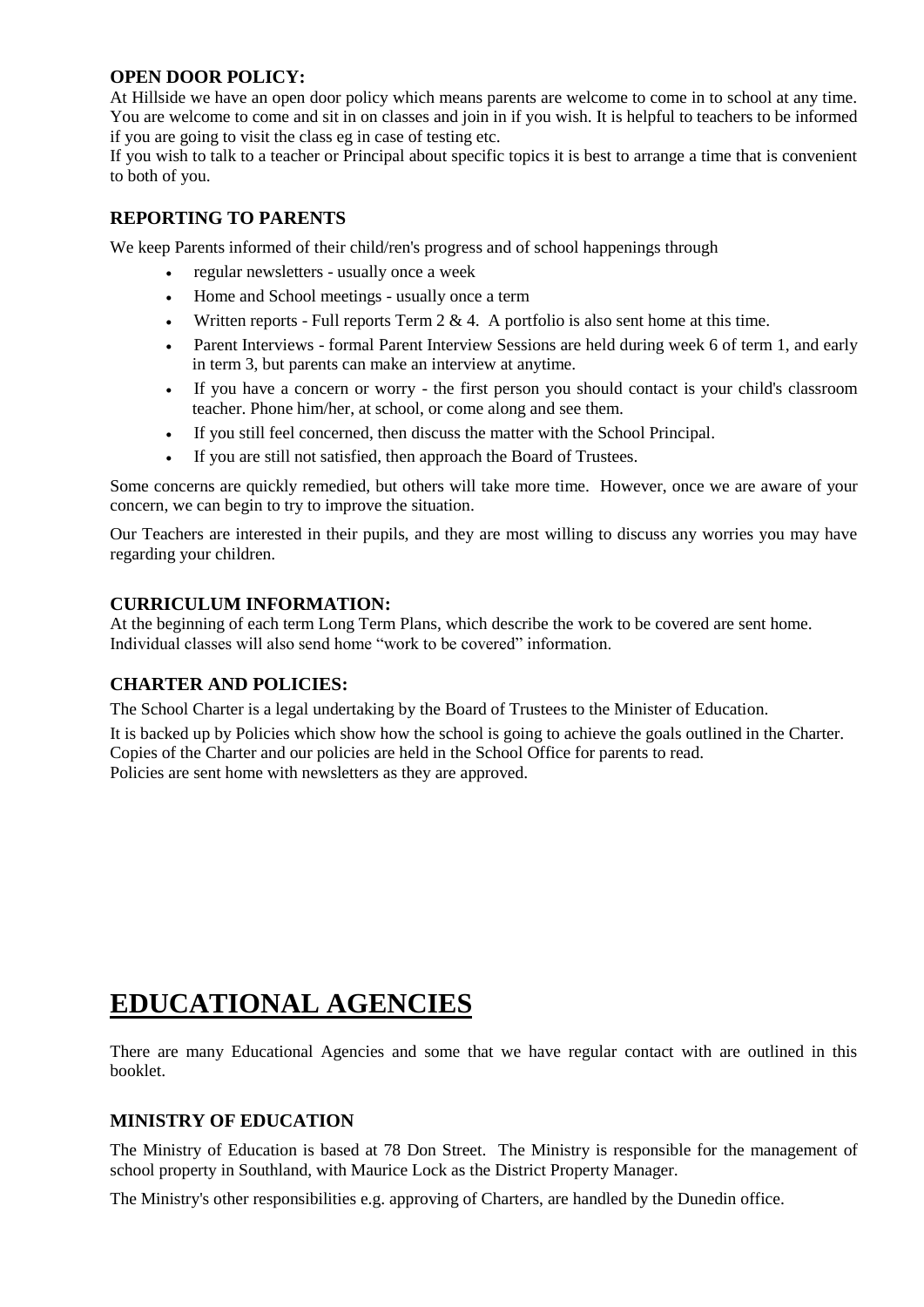### OPEN DOOR POLICY:

At Hillside we have an open door policy which means parents are welcome to come in to school at any time. You are welcome to come and sit in on classes and join in if you wish. It is helpful to teachers to be informed if you are going to visit the class eg in case of testing etc.

If you wish to talk to a teacher or Principal about specific topics it is best to arrange a time that is convenient to both of you.

### REPORTING TO PARENTS

We keep Parents informed of their child/ren's progress and of school happenings through

- regular newsletters - usually once a week
- Home and School meetings - usually once a term
- Written reports - Full reports Term 2 & 4. A portfolio is also sent home at this time.
- Parent Interviews - formal Parent Interview Sessions are held during week 6 of term 1, and early in term 3, but parents can make an interview at anytime.
- If you have a concern or worry - the first person you should contact is your child's classroom teacher. Phone him/her, at school, or come along and see them.
- If you still feel concerned, then discuss the matter with the School Principal.
- If you are still not satisfied, then approach the Board of Trustees.

Some concerns are quickly remedied, but others will take more time. However, once we are aware of your concern, we can begin to try to improve the situation.

Our Teachers are interested in their pupils, and they are most willing to discuss any worries you may have regarding your children.

### CURRICULUM INFORMATION:

At the beginning of each term Long Term Plans, which describe the work to be covered are sent home. Individual classes will also send home "work to be covered" information.

### CHARTER AND POLICIES:

The School Charter is a legal undertaking by the Board of Trustees to the Minister of Education.

It is backed up by Policies which show how the school is going to achieve the goals outlined in the Charter. Copies of the Charter and our policies are held in the School Office for parents to read.
Policies are sent home with newsletters as they are approved.

# EDUCATIONAL AGENCIES

There are many Educational Agencies and some that we have regular contact with are outlined in this booklet.

### MINISTRY OF EDUCATION

The Ministry of Education is based at 78 Don Street. The Ministry is responsible for the management of school property in Southland, with Maurice Lock as the District Property Manager.

The Ministry's other responsibilities e.g. approving of Charters, are handled by the Dunedin office.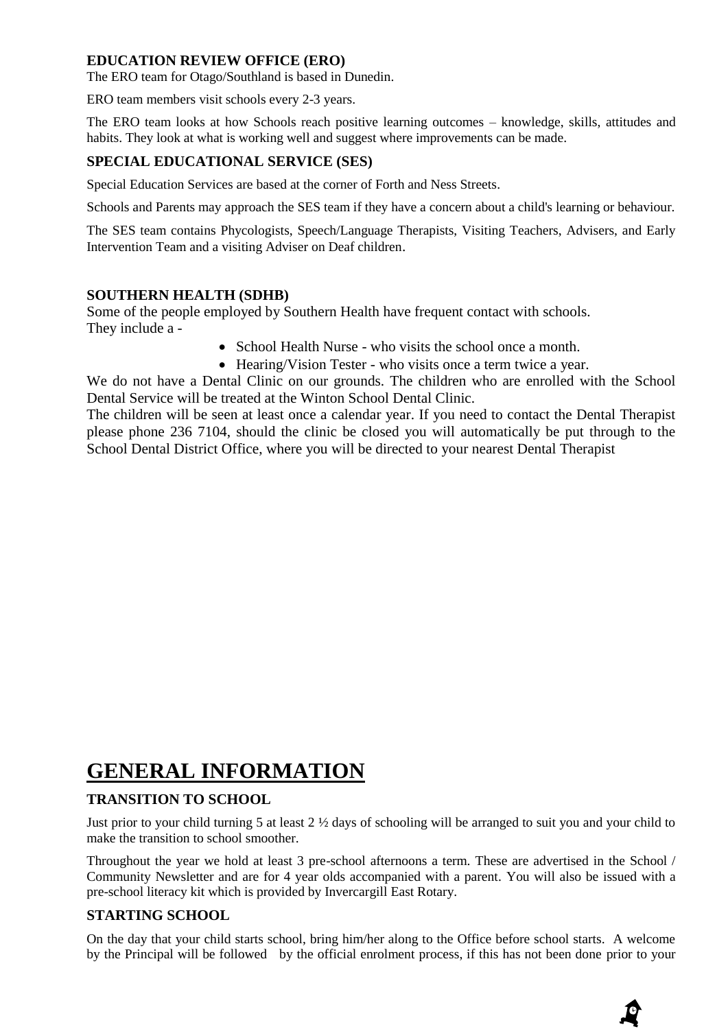### EDUCATION REVIEW OFFICE (ERO)

The ERO team for Otago/Southland is based in Dunedin.

ERO team members visit schools every 2-3 years.

The ERO team looks at how Schools reach positive learning outcomes – knowledge, skills, attitudes and habits. They look at what is working well and suggest where improvements can be made.

### SPECIAL EDUCATIONAL SERVICE (SES)

Special Education Services are based at the corner of Forth and Ness Streets.

Schools and Parents may approach the SES team if they have a concern about a child's learning or behaviour.

The SES team contains Phycologists, Speech/Language Therapists, Visiting Teachers, Advisers, and Early Intervention Team and a visiting Adviser on Deaf children.

### SOUTHERN HEALTH (SDHB)

Some of the people employed by Southern Health have frequent contact with schools.
They include a -

- School Health Nurse - who visits the school once a month.
- Hearing/Vision Tester - who visits once a term twice a year.

We do not have a Dental Clinic on our grounds. The children who are enrolled with the School Dental Service will be treated at the Winton School Dental Clinic.
The children will be seen at least once a calendar year. If you need to contact the Dental Therapist please phone 236 7104, should the clinic be closed you will automatically be put through to the School Dental District Office, where you will be directed to your nearest Dental Therapist

# GENERAL INFORMATION

### TRANSITION TO SCHOOL

Just prior to your child turning 5 at least 2 ½ days of schooling will be arranged to suit you and your child to make the transition to school smoother.

Throughout the year we hold at least 3 pre-school afternoons a term. These are advertised in the School / Community Newsletter and are for 4 year olds accompanied with a parent. You will also be issued with a pre-school literacy kit which is provided by Invercargill East Rotary.

### STARTING SCHOOL

On the day that your child starts school, bring him/her along to the Office before school starts. A welcome by the Principal will be followed by the official enrolment process, if this has not been done prior to your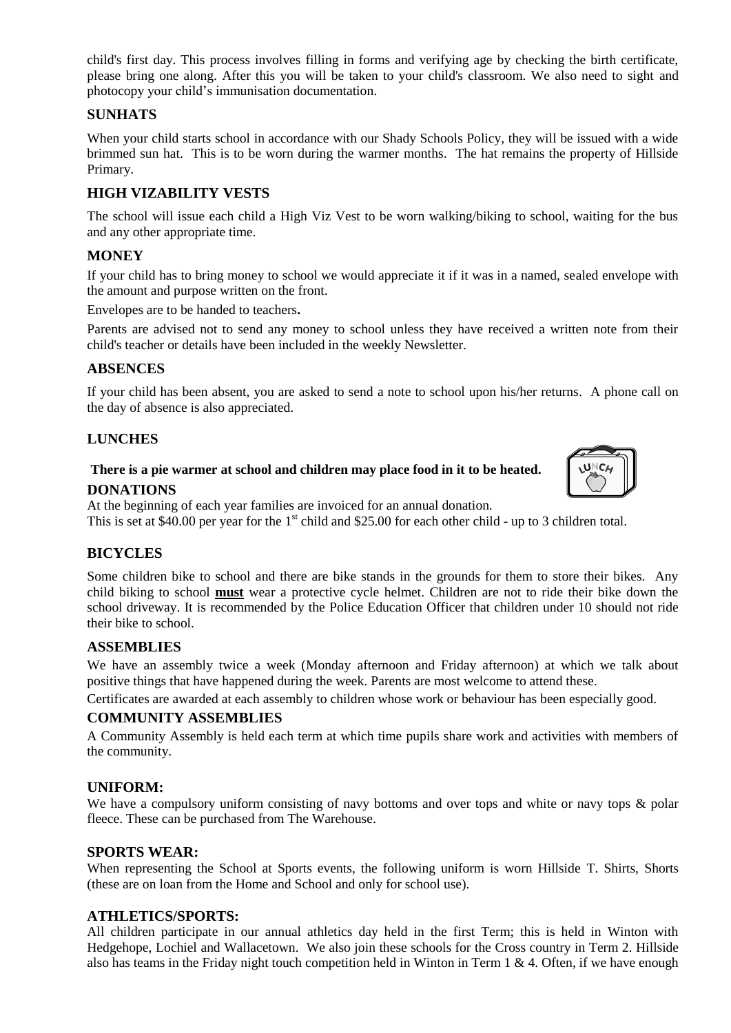child's first day. This process involves filling in forms and verifying age by checking the birth certificate, please bring one along. After this you will be taken to your child's classroom. We also need to sight and photocopy your child's immunisation documentation.

## SUNHATS

When your child starts school in accordance with our Shady Schools Policy, they will be issued with a wide brimmed sun hat. This is to be worn during the warmer months. The hat remains the property of Hillside Primary.

## HIGH VIZABILITY VESTS

The school will issue each child a High Viz Vest to be worn walking/biking to school, waiting for the bus and any other appropriate time.

## MONEY

If your child has to bring money to school we would appreciate it if it was in a named, sealed envelope with the amount and purpose written on the front.

Envelopes are to be handed to teachers**.**

Parents are advised not to send any money to school unless they have received a written note from their child's teacher or details have been included in the weekly Newsletter.

## ABSENCES

If your child has been absent, you are asked to send a note to school upon his/her returns. A phone call on the day of absence is also appreciated.

## LUNCHES

**There is a pie warmer at school and children may place food in it to be heated.**

## DONATIONS

At the beginning of each year families are invoiced for an annual donation.
This is set at $40.00 per year for the 1st child and $25.00 for each other child - up to 3 children total.

## BICYCLES

Some children bike to school and there are bike stands in the grounds for them to store their bikes. Any child biking to school **must** wear a protective cycle helmet. Children are not to ride their bike down the school driveway. It is recommended by the Police Education Officer that children under 10 should not ride their bike to school.

## ASSEMBLIES

We have an assembly twice a week (Monday afternoon and Friday afternoon) at which we talk about positive things that have happened during the week. Parents are most welcome to attend these.

Certificates are awarded at each assembly to children whose work or behaviour has been especially good.

## COMMUNITY ASSEMBLIES

A Community Assembly is held each term at which time pupils share work and activities with members of the community.

## UNIFORM:

We have a compulsory uniform consisting of navy bottoms and over tops and white or navy tops & polar fleece. These can be purchased from The Warehouse.

## SPORTS WEAR:

When representing the School at Sports events, the following uniform is worn Hillside T. Shirts, Shorts (these are on loan from the Home and School and only for school use).

## ATHLETICS/SPORTS:

All children participate in our annual athletics day held in the first Term; this is held in Winton with Hedgehope, Lochiel and Wallacetown. We also join these schools for the Cross country in Term 2. Hillside also has teams in the Friday night touch competition held in Winton in Term 1 & 4. Often, if we have enough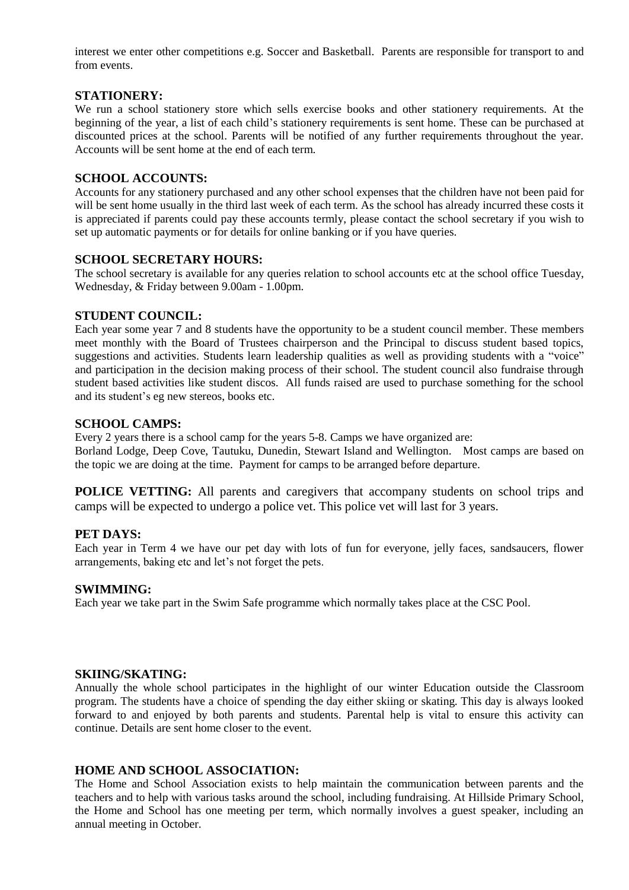interest we enter other competitions e.g. Soccer and Basketball. Parents are responsible for transport to and from events.

### STATIONERY:

We run a school stationery store which sells exercise books and other stationery requirements. At the beginning of the year, a list of each child's stationery requirements is sent home. These can be purchased at discounted prices at the school. Parents will be notified of any further requirements throughout the year. Accounts will be sent home at the end of each term.

### SCHOOL ACCOUNTS:

Accounts for any stationery purchased and any other school expenses that the children have not been paid for will be sent home usually in the third last week of each term. As the school has already incurred these costs it is appreciated if parents could pay these accounts termly, please contact the school secretary if you wish to set up automatic payments or for details for online banking or if you have queries.

### SCHOOL SECRETARY HOURS:

The school secretary is available for any queries relation to school accounts etc at the school office Tuesday, Wednesday, & Friday between 9.00am - 1.00pm.

### STUDENT COUNCIL:

Each year some year 7 and 8 students have the opportunity to be a student council member. These members meet monthly with the Board of Trustees chairperson and the Principal to discuss student based topics, suggestions and activities. Students learn leadership qualities as well as providing students with a "voice" and participation in the decision making process of their school. The student council also fundraise through student based activities like student discos. All funds raised are used to purchase something for the school and its student's eg new stereos, books etc.

### SCHOOL CAMPS:

Every 2 years there is a school camp for the years 5-8. Camps we have organized are:
Borland Lodge, Deep Cove, Tautuku, Dunedin, Stewart Island and Wellington. Most camps are based on the topic we are doing at the time. Payment for camps to be arranged before departure.

**POLICE VETTING:** All parents and caregivers that accompany students on school trips and camps will be expected to undergo a police vet. This police vet will last for 3 years.

### PET DAYS:

Each year in Term 4 we have our pet day with lots of fun for everyone, jelly faces, sandsaucers, flower arrangements, baking etc and let's not forget the pets.

### SWIMMING:

Each year we take part in the Swim Safe programme which normally takes place at the CSC Pool.

### SKIING/SKATING:

Annually the whole school participates in the highlight of our winter Education outside the Classroom program. The students have a choice of spending the day either skiing or skating. This day is always looked forward to and enjoyed by both parents and students. Parental help is vital to ensure this activity can continue. Details are sent home closer to the event.

### HOME AND SCHOOL ASSOCIATION:

The Home and School Association exists to help maintain the communication between parents and the teachers and to help with various tasks around the school, including fundraising. At Hillside Primary School, the Home and School has one meeting per term, which normally involves a guest speaker, including an annual meeting in October.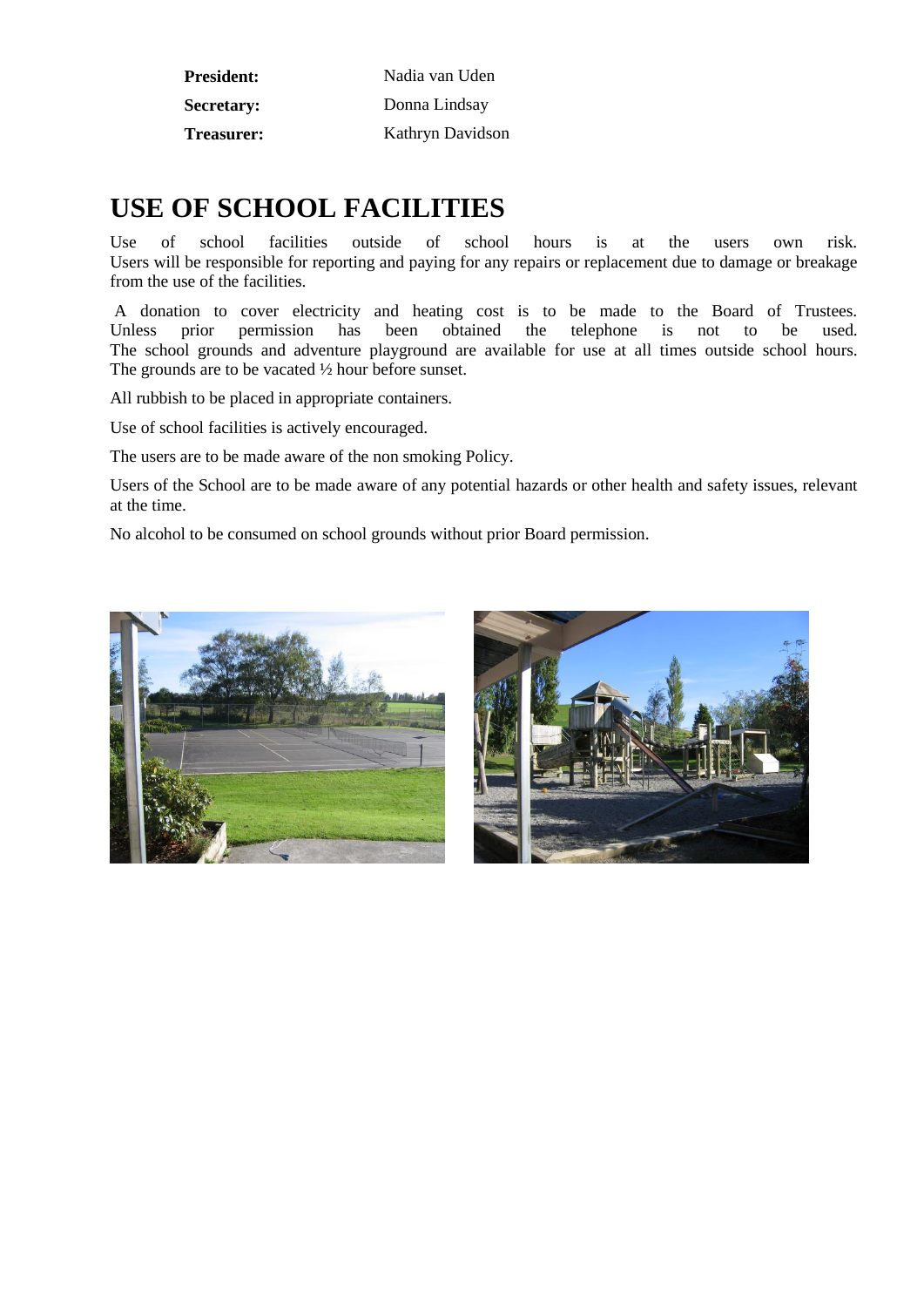| | |
|---|---|
| **President:** | Nadia van Uden |
| **Secretary:** | Donna Lindsay |
| **Treasurer:** | Kathryn Davidson |

# USE OF SCHOOL FACILITIES

Use of school facilities outside of school hours is at the users own risk. Users will be responsible for reporting and paying for any repairs or replacement due to damage or breakage from the use of the facilities.

A donation to cover electricity and heating cost is to be made to the Board of Trustees. Unless prior permission has been obtained the telephone is not to be used. The school grounds and adventure playground are available for use at all times outside school hours. The grounds are to be vacated ½ hour before sunset.

All rubbish to be placed in appropriate containers.

Use of school facilities is actively encouraged.

The users are to be made aware of the non smoking Policy.

Users of the School are to be made aware of any potential hazards or other health and safety issues, relevant at the time.

No alcohol to be consumed on school grounds without prior Board permission.